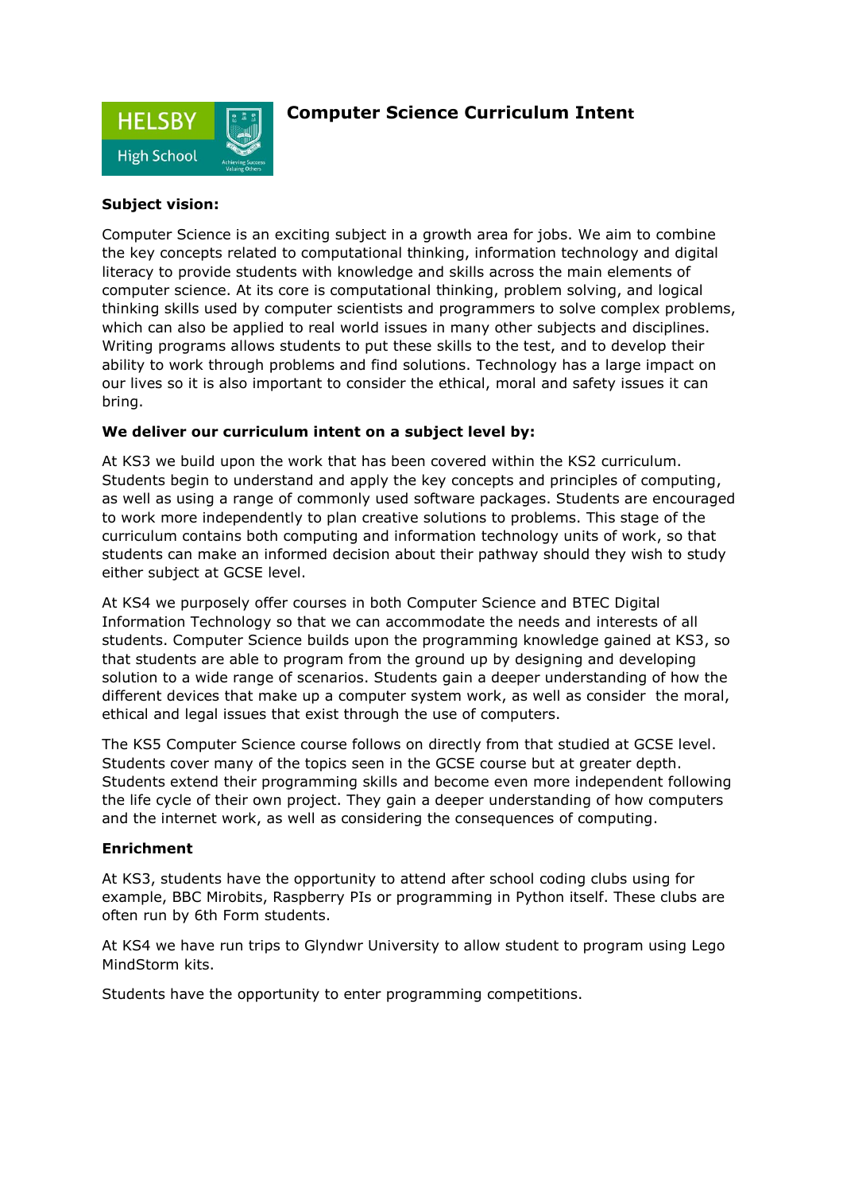# Computer Science Curriculum Intent

**Subject vision:**

Computer Science is an exciting subject in a growth area for jobs. We aim to combine the key concepts related to computational thinking, information technology and digital literacy to provide students with knowledge and skills across the main elements of computer science. At its core is computational thinking, problem solving, and logical thinking skills used by computer scientists and programmers to solve complex problems, which can also be applied to real world issues in many other subjects and disciplines. Writing programs allows students to put these skills to the test, and to develop their ability to work through problems and find solutions. Technology has a large impact on our lives so it is also important to consider the ethical, moral and safety issues it can bring.

**We deliver our curriculum intent on a subject level by:**

At KS3 we build upon the work that has been covered within the KS2 curriculum. Students begin to understand and apply the key concepts and principles of computing, as well as using a range of commonly used software packages. Students are encouraged to work more independently to plan creative solutions to problems. This stage of the curriculum contains both computing and information technology units of work, so that students can make an informed decision about their pathway should they wish to study either subject at GCSE level.

At KS4 we purposely offer courses in both Computer Science and BTEC Digital Information Technology so that we can accommodate the needs and interests of all students. Computer Science builds upon the programming knowledge gained at KS3, so that students are able to program from the ground up by designing and developing solution to a wide range of scenarios. Students gain a deeper understanding of how the different devices that make up a computer system work, as well as consider the moral, ethical and legal issues that exist through the use of computers.

The KS5 Computer Science course follows on directly from that studied at GCSE level. Students cover many of the topics seen in the GCSE course but at greater depth. Students extend their programming skills and become even more independent following the life cycle of their own project. They gain a deeper understanding of how computers and the internet work, as well as considering the consequences of computing.

**Enrichment**

At KS3, students have the opportunity to attend after school coding clubs using for example, BBC Mirobits, Raspberry PIs or programming in Python itself. These clubs are often run by 6th Form students.

At KS4 we have run trips to Glyndwr University to allow student to program using Lego MindStorm kits.

Students have the opportunity to enter programming competitions.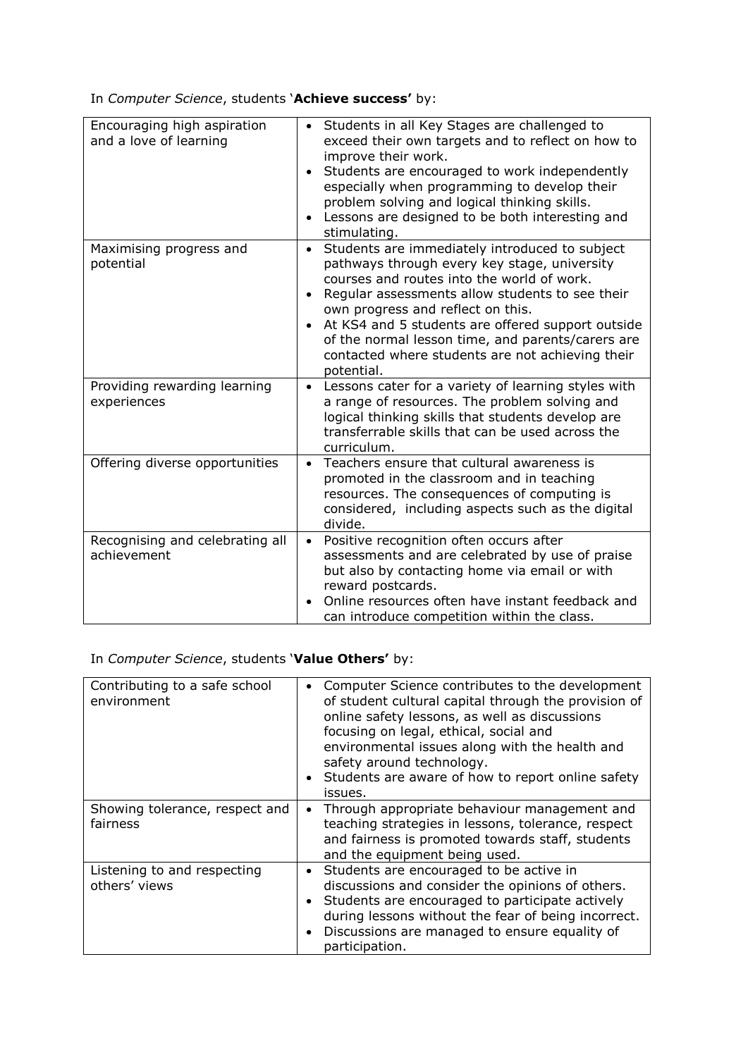In *Computer Science*, students '**Achieve success'** by:

| | |
|---|---|
| Encouraging high aspiration and a love of learning | • Students in all Key Stages are challenged to exceed their own targets and to reflect on how to improve their work.<br>• Students are encouraged to work independently especially when programming to develop their problem solving and logical thinking skills.<br>• Lessons are designed to be both interesting and stimulating. |
| Maximising progress and potential | • Students are immediately introduced to subject pathways through every key stage, university courses and routes into the world of work.<br>• Regular assessments allow students to see their own progress and reflect on this.<br>• At KS4 and 5 students are offered support outside of the normal lesson time, and parents/carers are contacted where students are not achieving their potential. |
| Providing rewarding learning experiences | • Lessons cater for a variety of learning styles with a range of resources. The problem solving and logical thinking skills that students develop are transferrable skills that can be used across the curriculum. |
| Offering diverse opportunities | • Teachers ensure that cultural awareness is promoted in the classroom and in teaching resources. The consequences of computing is considered, including aspects such as the digital divide. |
| Recognising and celebrating all achievement | • Positive recognition often occurs after assessments and are celebrated by use of praise but also by contacting home via email or with reward postcards.<br>• Online resources often have instant feedback and can introduce competition within the class. |

In *Computer Science*, students '**Value Others'** by:

| | |
|---|---|
| Contributing to a safe school environment | • Computer Science contributes to the development of student cultural capital through the provision of online safety lessons, as well as discussions focusing on legal, ethical, social and environmental issues along with the health and safety around technology.<br>• Students are aware of how to report online safety issues. |
| Showing tolerance, respect and fairness | • Through appropriate behaviour management and teaching strategies in lessons, tolerance, respect and fairness is promoted towards staff, students and the equipment being used. |
| Listening to and respecting others' views | • Students are encouraged to be active in discussions and consider the opinions of others.<br>• Students are encouraged to participate actively during lessons without the fear of being incorrect.<br>• Discussions are managed to ensure equality of participation. |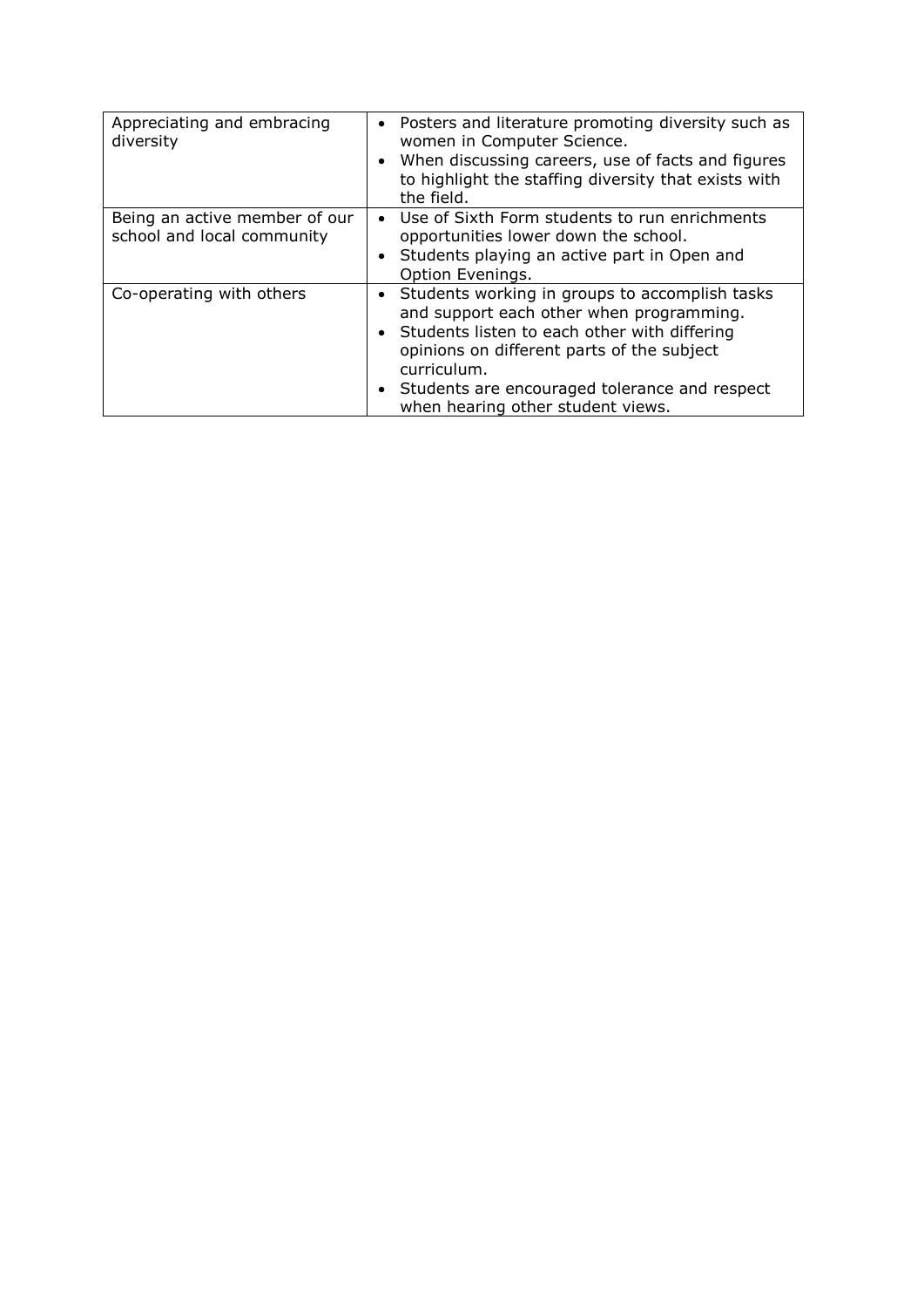| | |
|---|---|
| Appreciating and embracing diversity | • Posters and literature promoting diversity such as women in Computer Science.<br>• When discussing careers, use of facts and figures to highlight the staffing diversity that exists with the field. |
| Being an active member of our school and local community | • Use of Sixth Form students to run enrichments opportunities lower down the school.<br>• Students playing an active part in Open and Option Evenings. |
| Co-operating with others | • Students working in groups to accomplish tasks and support each other when programming.<br>• Students listen to each other with differing opinions on different parts of the subject curriculum.<br>• Students are encouraged tolerance and respect when hearing other student views. |